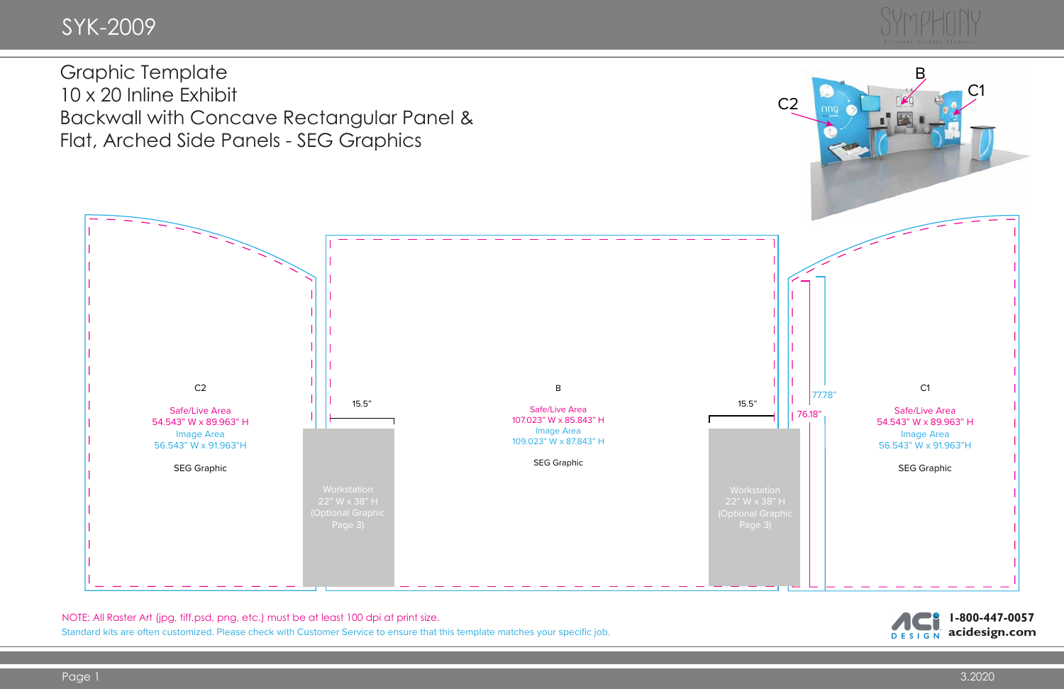# SYK-2009

## Graphic Template
10 x 20 Inline Exhibit
Backwall with Concave Rectangular Panel &
Flat, Arched Side Panels - SEG Graphics

B
C1
C2

C2

Safe/Live Area
54.543" W x 89.963" H
Image Area
56.543" W x 91.963"H

SEG Graphic

15.5"

Workstation
22" W x 38" H
(Optional Graphic
Page 3)

B

Safe/Live Area
107.023" W x 85.843" H
Image Area
109.023" W x 87.843" H

SEG Graphic

15.5"

Workstation
22" W x 38" H
(Optional Graphic
Page 3)

77.78"

76.18"

C1

Safe/Live Area
54.543" W x 89.963" H
Image Area
56.543" W x 91.963"H

SEG Graphic

NOTE: All Raster Art (jpg, tiff,psd, png, etc.) must be at least 100 dpi at print size.

Standard kits are often customized. Please check with Customer Service to ensure that this template matches your specific job.

1-800-447-0057
acidesign.com

3.2020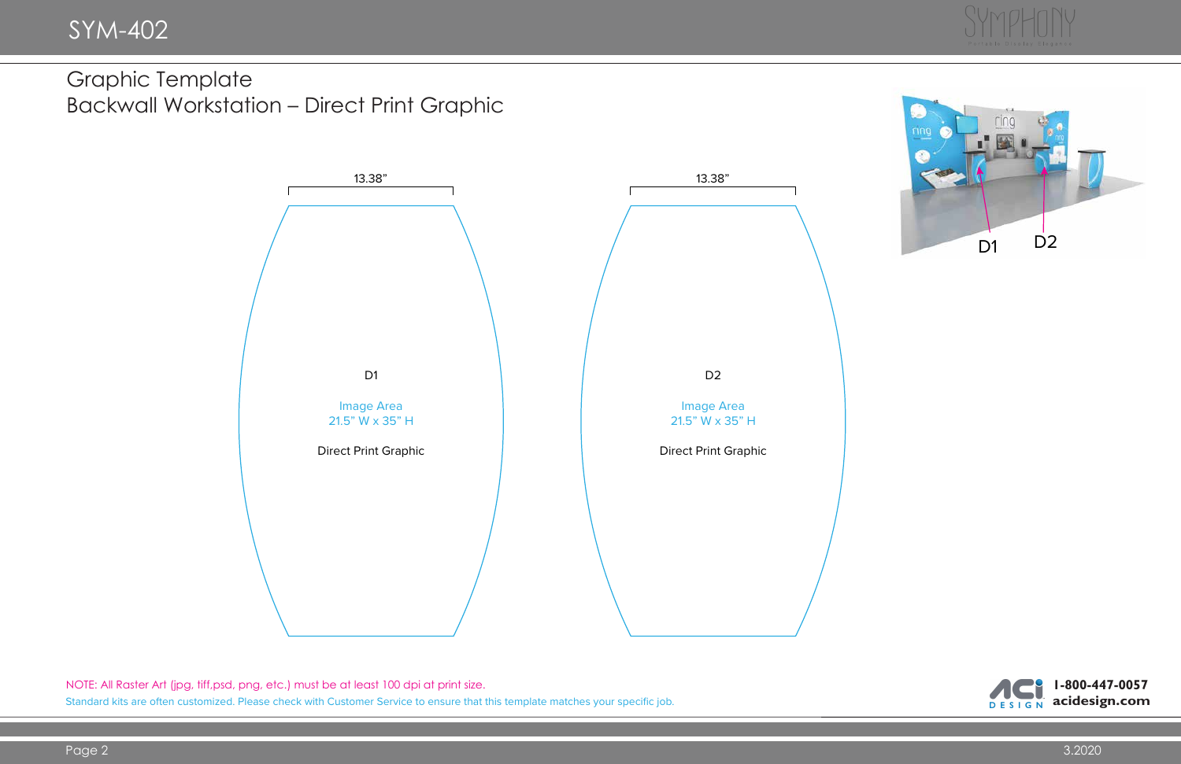# SYM-402

## Graphic Template
## Backwall Workstation – Direct Print Graphic

13.38”

D1

Image Area
21.5” W x 35” H

Direct Print Graphic

13.38”

D2

Image Area
21.5” W x 35” H

Direct Print Graphic

D1 D2

NOTE: All Raster Art (jpg, tiff,psd, png, etc.) must be at least 100 dpi at print size.

Standard kits are often customized. Please check with Customer Service to ensure that this template matches your specific job.

1-800-447-0057
acidesign.com

3.2020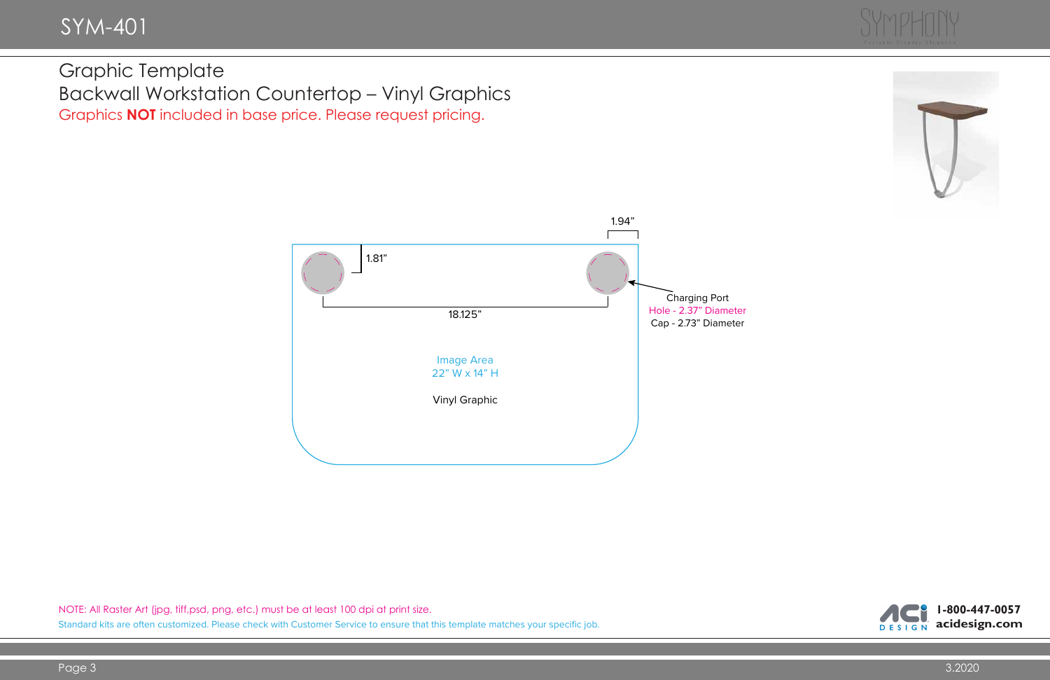# SYM-401

## Graphic Template

## Backwall Workstation Countertop – Vinyl Graphics

Graphics **NOT** included in base price. Please request pricing.

1.94”

1.81”

18.125”

Charging Port
Hole - 2.37” Diameter
Cap - 2.73” Diameter

Image Area
22” W x 14” H

Vinyl Graphic

NOTE: All Raster Art (jpg, tiff,psd, png, etc.) must be at least 100 dpi at print size.

Standard kits are often customized. Please check with Customer Service to ensure that this template matches your specific job.

1-800-447-0057
acidesign.com

3.2020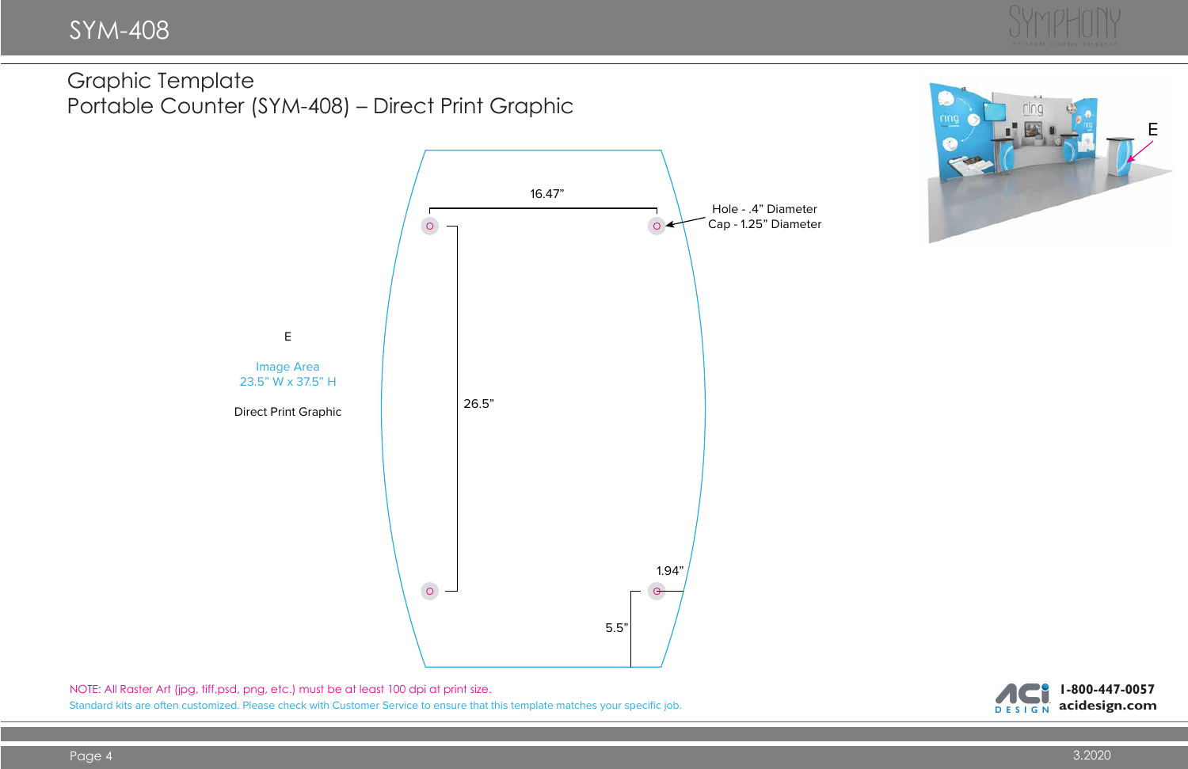# SYM-408

## Graphic Template
## Portable Counter (SYM-408) – Direct Print Graphic

16.47”

Hole - .4” Diameter
Cap - 1.25” Diameter

E

Image Area
23.5” W x 37.5” H

Direct Print Graphic

26.5”

1.94”

5.5”

E

NOTE: All Raster Art (jpg, tiff,psd, png, etc.) must be at least 100 dpi at print size.

Standard kits are often customized. Please check with Customer Service to ensure that this template matches your specific job.

1-800-447-0057
acidesign.com

3.2020